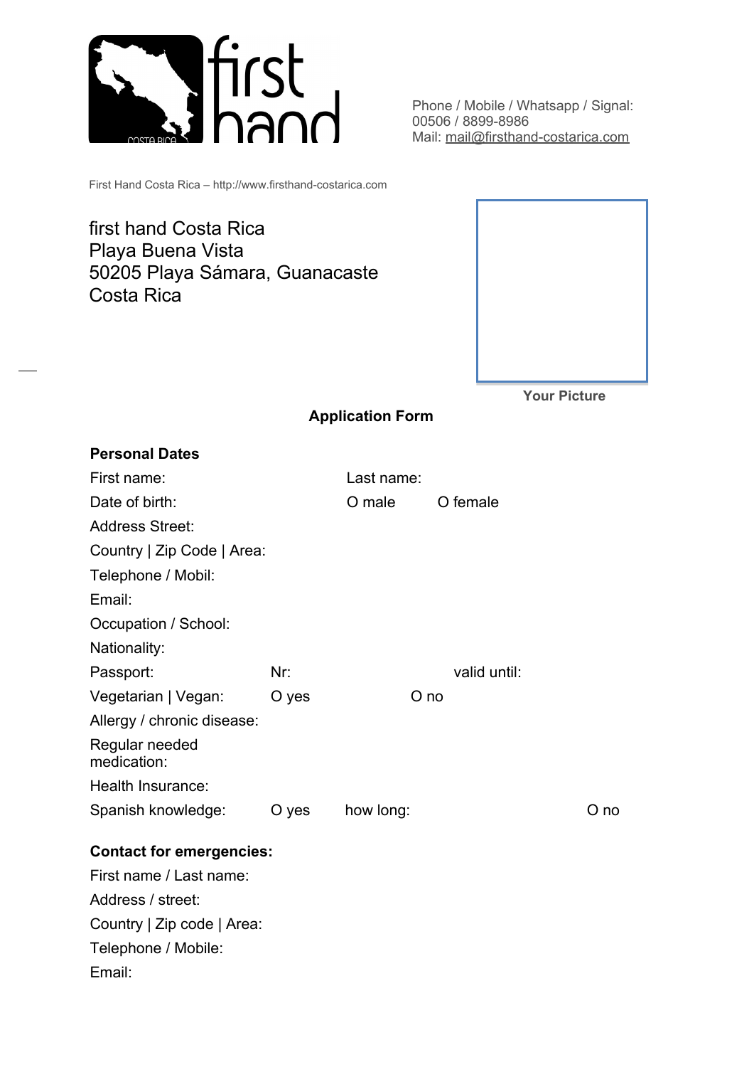Phone / Mobile / Whatsapp / Signal:
00506 / 8899-8986
Mail: mail@firsthand-costarica.com

First Hand Costa Rica – http://www.firsthand-costarica.com

first hand Costa Rica
Playa Buena Vista
50205 Playa Sámara, Guanacaste
Costa Rica

**Your Picture**

## Application Form

**Personal Dates**

| | | | |
|---|---|---|---|
| First name: | | Last name: | |
| Date of birth: | | O male | O female |
| Address Street: | | | |
| Country \| Zip Code \| Area: | | | |
| Telephone / Mobil: | | | |
| Email: | | | |
| Occupation / School: | | | |
| Nationality: | | | |
| Passport: | Nr: | | valid until: |
| Vegetarian \| Vegan: | O yes | O no | |
| Allergy / chronic disease: | | | |
| Regular needed medication: | | | |
| Health Insurance: | | | |
| Spanish knowledge: | O yes | how long: | O no |

**Contact for emergencies:**

First name / Last name:

Address / street:

Country | Zip code | Area:

Telephone / Mobile:

Email: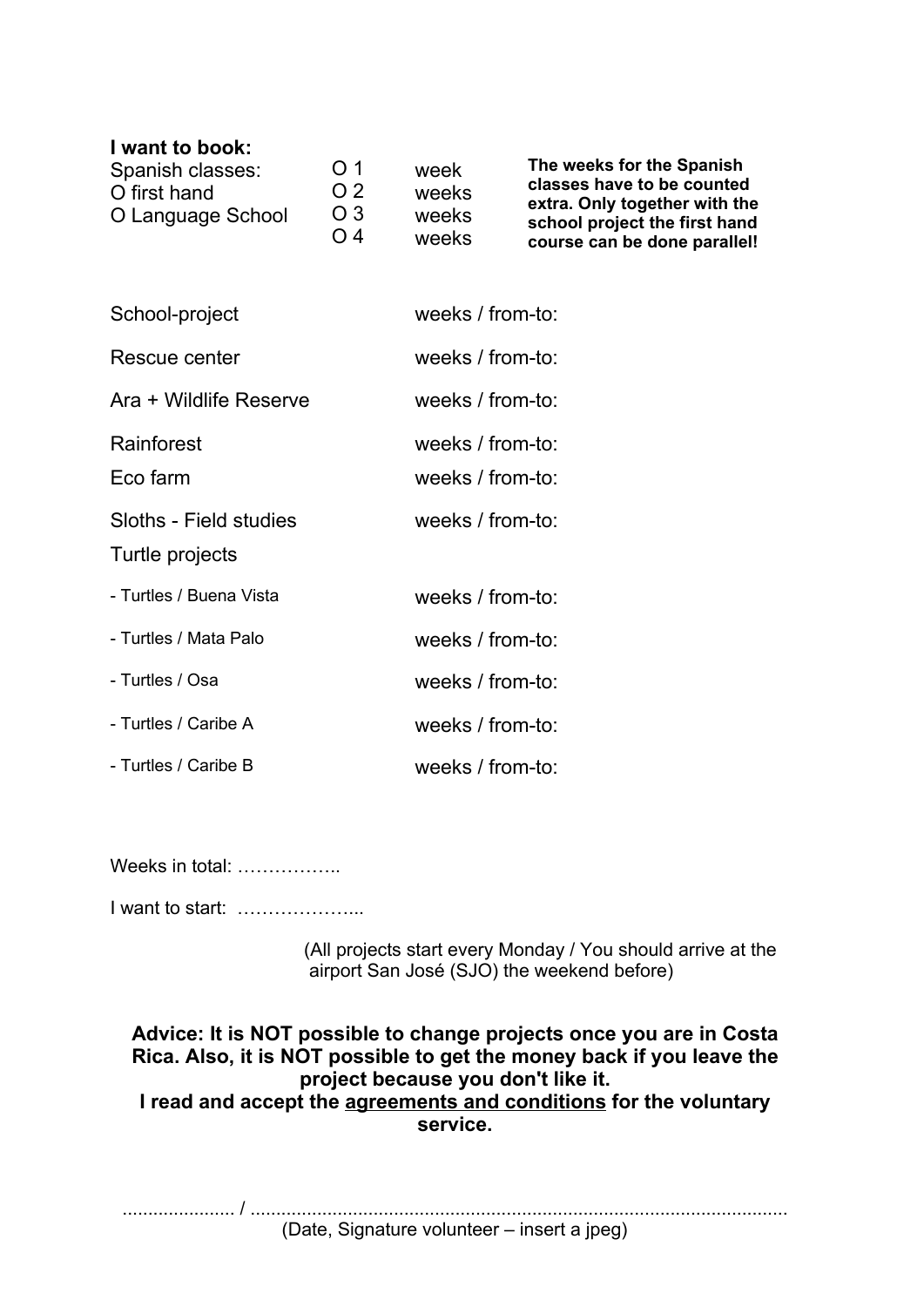**I want to book:**

Spanish classes:

O first hand
O Language School

O 1 week
O 2 weeks
O 3 weeks
O 4 weeks

**The weeks for the Spanish classes have to be counted extra. Only together with the school project the first hand course can be done parallel!**

School-project weeks / from-to:

Rescue center weeks / from-to:

Ara + Wildlife Reserve weeks / from-to:

Rainforest weeks / from-to:

Eco farm weeks / from-to:

Sloths - Field studies weeks / from-to:

Turtle projects

- Turtles / Buena Vista weeks / from-to:
- Turtles / Mata Palo weeks / from-to:
- Turtles / Osa weeks / from-to:
- Turtles / Caribe A weeks / from-to:
- Turtles / Caribe B weeks / from-to:

Weeks in total: ……………..

I want to start: ………………...

(All projects start every Monday / You should arrive at the airport San José (SJO) the weekend before)

**Advice: It is NOT possible to change projects once you are in Costa Rica. Also, it is NOT possible to get the money back if you leave the project because you don't like it.**
**I read and accept the <u>agreements and conditions</u> for the voluntary service.**

..................... / .......................................................................................................

(Date, Signature volunteer – insert a jpeg)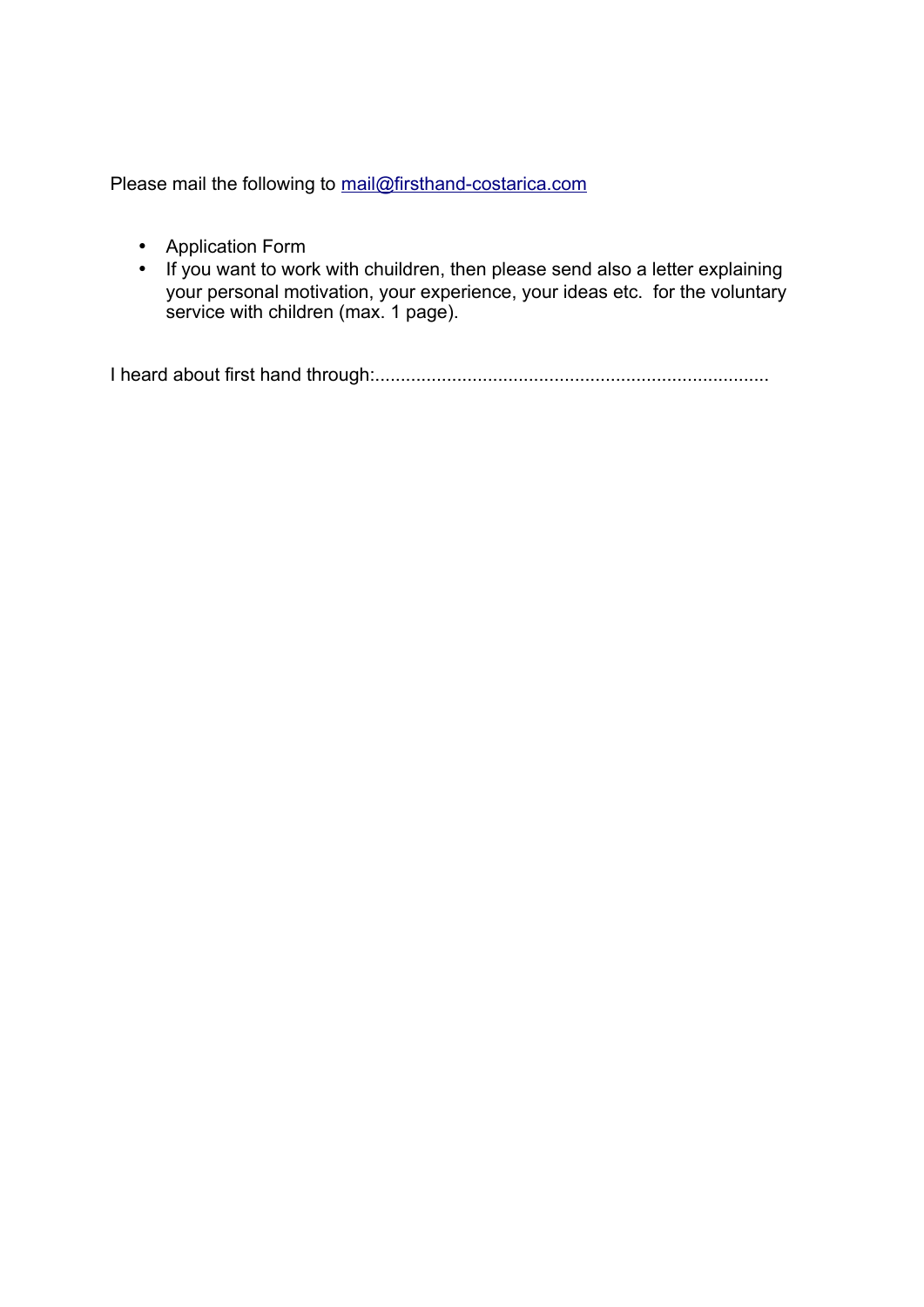Please mail the following to mail@firsthand-costarica.com

- Application Form
- If you want to work with chuildren, then please send also a letter explaining your personal motivation, your experience, your ideas etc. for the voluntary service with children (max. 1 page).

I heard about first hand through:............................................................................